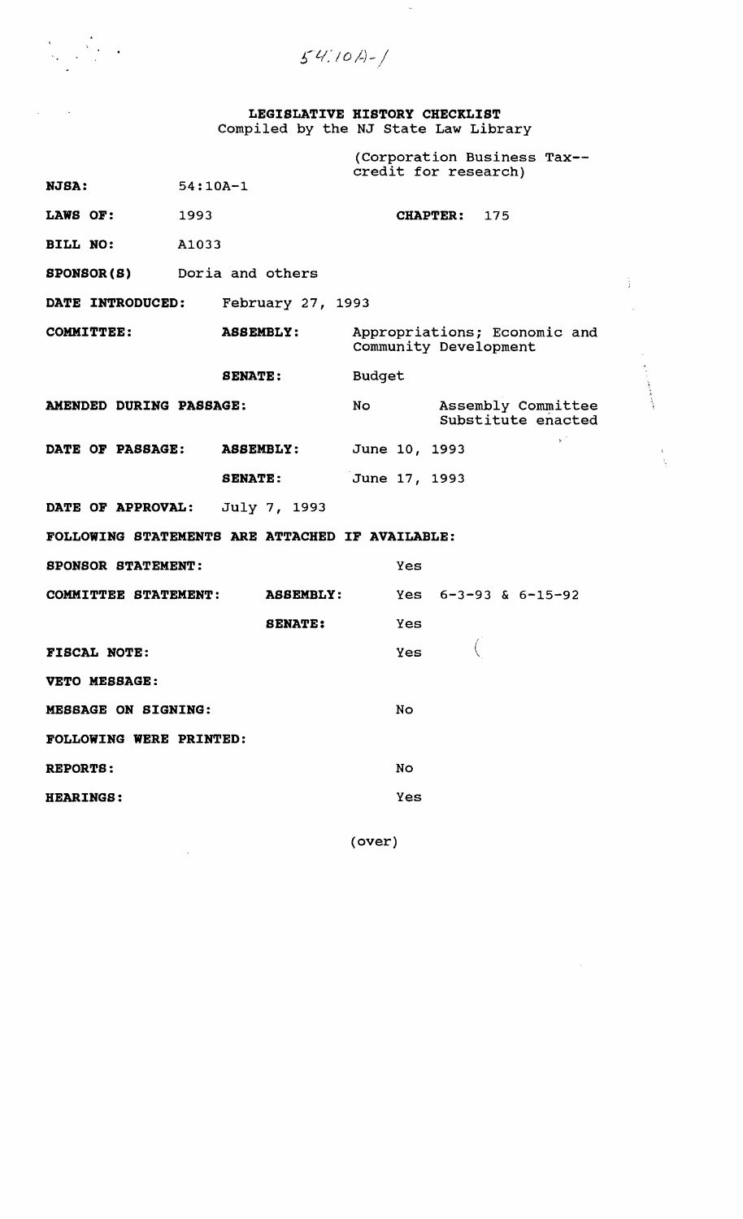54:10A-1

**LEGISLATIVE HISTORY CHECKLIST**
Compiled by the NJ State Law Library

| | | | |
|---|---|---|---|
| **NJSA:** | 54:10A-1 | | (Corporation Business Tax--credit for research) |
| **LAWS OF:** | 1993 | **CHAPTER:** | 175 |
| **BILL NO:** | A1033 | | |
| **SPONSOR(S)** | Doria and others | | |
| **DATE INTRODUCED:** | February 27, 1993 | | |
| **COMMITTEE:** | **ASSEMBLY:** | Appropriations; Economic and Community Development | |
| | **SENATE:** | Budget | |
| **AMENDED DURING PASSAGE:** | | No | Assembly Committee Substitute enacted |
| **DATE OF PASSAGE:** | **ASSEMBLY:** | June 10, 1993 | |
| | **SENATE:** | June 17, 1993 | |
| **DATE OF APPROVAL:** | July 7, 1993 | | |

**FOLLOWING STATEMENTS ARE ATTACHED IF AVAILABLE:**

| | | | |
|---|---|---|---|
| **SPONSOR STATEMENT:** | | Yes | |
| **COMMITTEE STATEMENT:** | **ASSEMBLY:** | Yes | 6-3-93 & 6-15-92 |
| | **SENATE:** | Yes | |
| **FISCAL NOTE:** | | Yes | |
| **VETO MESSAGE:** | | | |
| **MESSAGE ON SIGNING:** | | No | |

**FOLLOWING WERE PRINTED:**

| | |
|---|---|
| **REPORTS:** | No |
| **HEARINGS:** | Yes |

(over)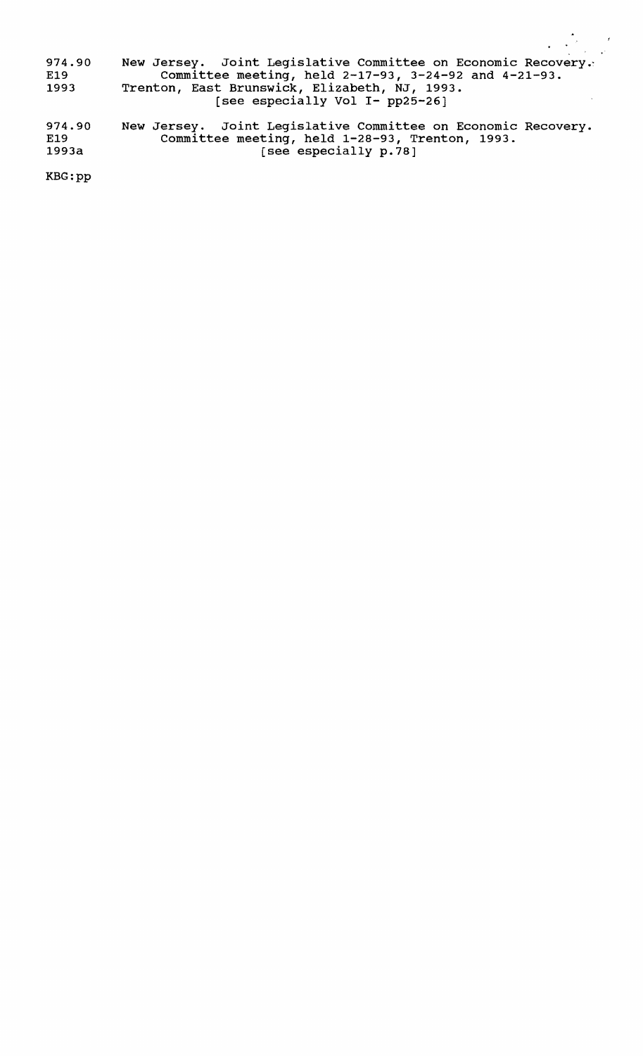974.90 E19 1993 — New Jersey. Joint Legislative Committee on Economic Recovery.
Committee meeting, held 2-17-93, 3-24-92 and 4-21-93.
Trenton, East Brunswick, Elizabeth, NJ, 1993.
[see especially Vol I- pp25-26]

974.90 E19 1993a — New Jersey. Joint Legislative Committee on Economic Recovery.
Committee meeting, held 1-28-93, Trenton, 1993.
[see especially p.78]

KBG:pp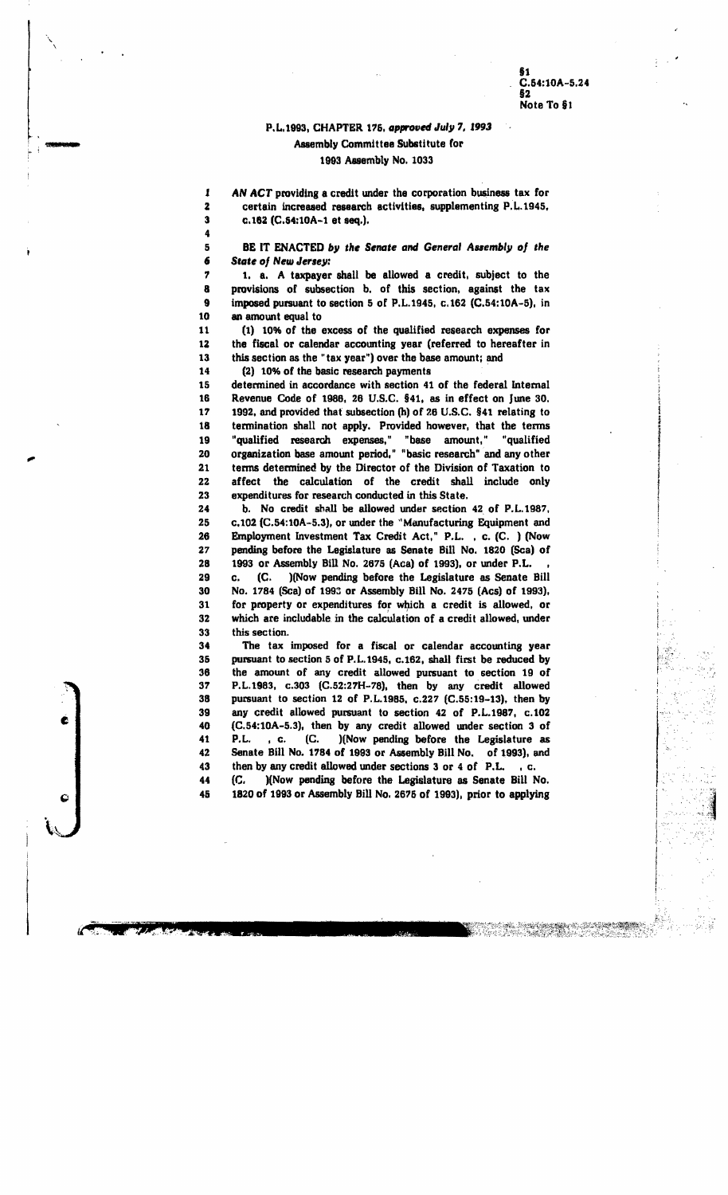§1
C.54:10A-5.24
§2
Note To §1

P.L.1993, CHAPTER 175, *approved July 7, 1993*
Assembly Committee Substitute for
1993 Assembly No. 1033

AN ACT providing a credit under the corporation business tax for certain increased research activities, supplementing P.L.1945, c.162 (C.54:10A-1 et seq.).

BE IT ENACTED *by the Senate and General Assembly of the State of New Jersey:*

1. a. A taxpayer shall be allowed a credit, subject to the provisions of subsection b. of this section, against the tax imposed pursuant to section 5 of P.L.1945, c.162 (C.54:10A-5), in an amount equal to

(1) 10% of the excess of the qualified research expenses for the fiscal or calendar accounting year (referred to hereafter in this section as the "tax year") over the base amount; and

(2) 10% of the basic research payments

determined in accordance with section 41 of the federal Internal Revenue Code of 1986, 26 U.S.C. §41, as in effect on June 30, 1992, and provided that subsection (h) of 26 U.S.C. §41 relating to termination shall not apply. Provided however, that the terms "qualified research expenses," "base amount," "qualified organization base amount period," "basic research" and any other terms determined by the Director of the Division of Taxation to affect the calculation of the credit shall include only expenditures for research conducted in this State.

b. No credit shall be allowed under section 42 of P.L.1987, c.102 (C.54:10A-5.3), or under the "Manufacturing Equipment and Employment Investment Tax Credit Act," P.L. , c. (C. ) (Now pending before the Legislature as Senate Bill No. 1820 (Sca) of 1993 or Assembly Bill No. 2675 (Aca) of 1993), or under P.L. , c. (C. )(Now pending before the Legislature as Senate Bill No. 1784 (Sca) of 1993 or Assembly Bill No. 2475 (Acs) of 1993), for property or expenditures for which a credit is allowed, or which are includable in the calculation of a credit allowed, under this section.

The tax imposed for a fiscal or calendar accounting year pursuant to section 5 of P.L.1945, c.162, shall first be reduced by the amount of any credit allowed pursuant to section 19 of P.L.1983, c.303 (C.52:27H-78), then by any credit allowed pursuant to section 12 of P.L.1985, c.227 (C.55:19-13), then by any credit allowed pursuant to section 42 of P.L.1987, c.102 (C.54:10A-5.3), then by any credit allowed under section 3 of P.L. , c. (C. )(Now pending before the Legislature as Senate Bill No. 1784 of 1993 or Assembly Bill No. of 1993), and then by any credit allowed under sections 3 or 4 of P.L. , c. (C. )(Now pending before the Legislature as Senate Bill No. 1820 of 1993 or Assembly Bill No. 2675 of 1993), prior to applying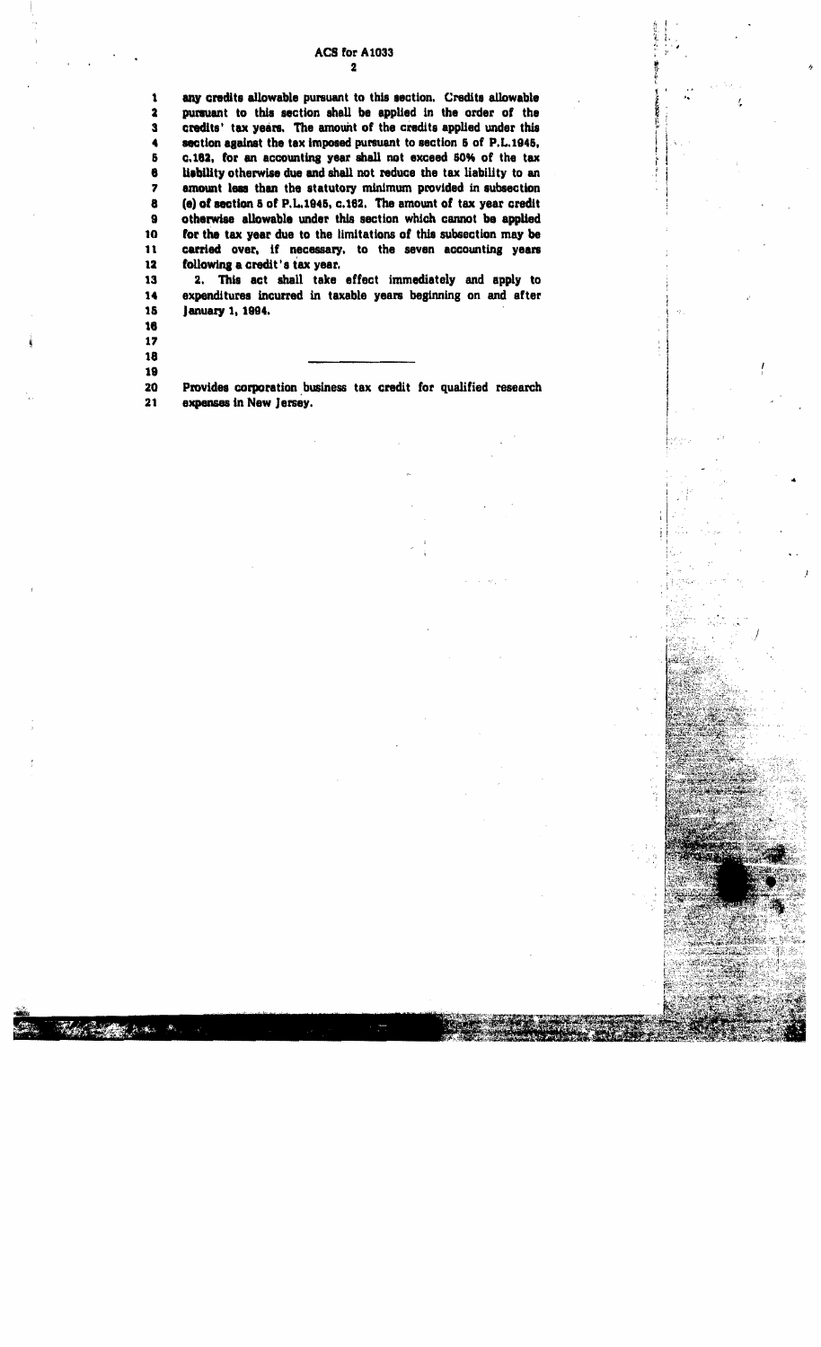any credits allowable pursuant to this section. Credits allowable pursuant to this section shall be applied in the order of the credits' tax years. The amount of the credits applied under this section against the tax imposed pursuant to section 5 of P.L.1945, c.162, for an accounting year shall not exceed 50% of the tax liability otherwise due and shall not reduce the tax liability to an amount less than the statutory minimum provided in subsection (e) of section 5 of P.L.1945, c.162. The amount of tax year credit otherwise allowable under this section which cannot be applied for the tax year due to the limitations of this subsection may be carried over, if necessary, to the seven accounting years following a credit's tax year.

2. This act shall take effect immediately and apply to expenditures incurred in taxable years beginning on and after January 1, 1994.

---

Provides corporation business tax credit for qualified research expenses in New Jersey.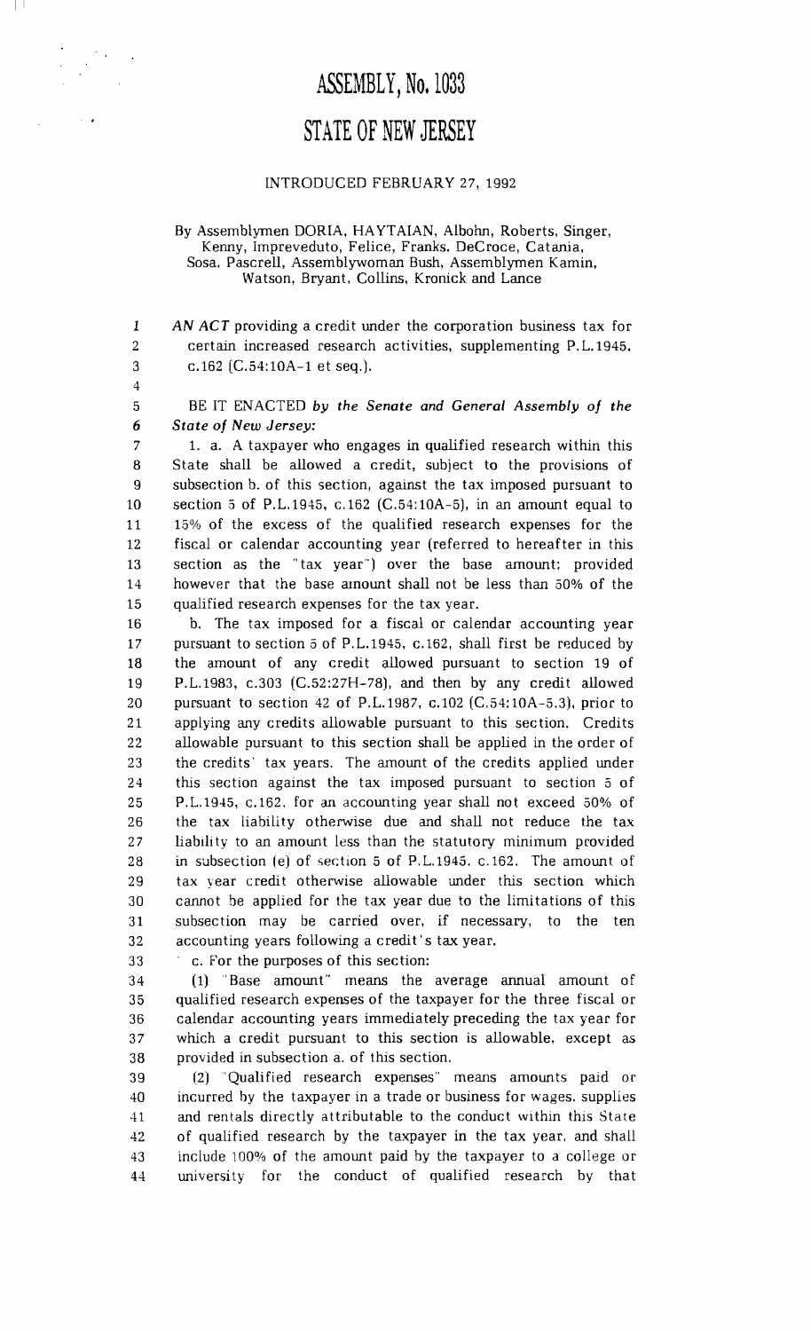# ASSEMBLY, No. 1033

# STATE OF NEW JERSEY

INTRODUCED FEBRUARY 27, 1992

By Assemblymen DORIA, HAYTAIAN, Albohn, Roberts, Singer, Kenny, Impreveduto, Felice, Franks, DeCroce, Catania, Sosa, Pascrell, Assemblywoman Bush, Assemblymen Kamin, Watson, Bryant, Collins, Kronick and Lance

*AN ACT* providing a credit under the corporation business tax for certain increased research activities, supplementing P.L.1945, c.162 (C.54:10A-1 et seq.).

BE IT ENACTED *by the Senate and General Assembly of the State of New Jersey:*

1. a. A taxpayer who engages in qualified research within this State shall be allowed a credit, subject to the provisions of subsection b. of this section, against the tax imposed pursuant to section 5 of P.L.1945, c.162 (C.54:10A-5), in an amount equal to 15% of the excess of the qualified research expenses for the fiscal or calendar accounting year (referred to hereafter in this section as the "tax year") over the base amount; provided however that the base amount shall not be less than 50% of the qualified research expenses for the tax year.

b. The tax imposed for a fiscal or calendar accounting year pursuant to section 5 of P.L.1945, c.162, shall first be reduced by the amount of any credit allowed pursuant to section 19 of P.L.1983, c.303 (C.52:27H-78), and then by any credit allowed pursuant to section 42 of P.L.1987, c.102 (C.54:10A-5.3), prior to applying any credits allowable pursuant to this section. Credits allowable pursuant to this section shall be applied in the order of the credits' tax years. The amount of the credits applied under this section against the tax imposed pursuant to section 5 of P.L.1945, c.162, for an accounting year shall not exceed 50% of the tax liability otherwise due and shall not reduce the tax liability to an amount less than the statutory minimum provided in subsection (e) of section 5 of P.L.1945, c.162. The amount of tax year credit otherwise allowable under this section which cannot be applied for the tax year due to the limitations of this subsection may be carried over, if necessary, to the ten accounting years following a credit's tax year.

c. For the purposes of this section:

(1) "Base amount" means the average annual amount of qualified research expenses of the taxpayer for the three fiscal or calendar accounting years immediately preceding the tax year for which a credit pursuant to this section is allowable, except as provided in subsection a. of this section.

(2) "Qualified research expenses" means amounts paid or incurred by the taxpayer in a trade or business for wages, supplies and rentals directly attributable to the conduct within this State of qualified research by the taxpayer in the tax year, and shall include 100% of the amount paid by the taxpayer to a college or university for the conduct of qualified research by that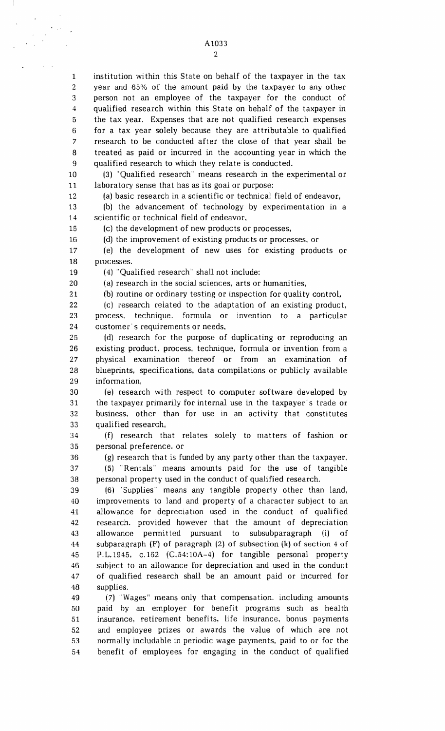institution within this State on behalf of the taxpayer in the tax year and 65% of the amount paid by the taxpayer to any other person not an employee of the taxpayer for the conduct of qualified research within this State on behalf of the taxpayer in the tax year. Expenses that are not qualified research expenses for a tax year solely because they are attributable to qualified research to be conducted after the close of that year shall be treated as paid or incurred in the accounting year in which the qualified research to which they relate is conducted.

(3) "Qualified research" means research in the experimental or laboratory sense that has as its goal or purpose:

(a) basic research in a scientific or technical field of endeavor,

(b) the advancement of technology by experimentation in a scientific or technical field of endeavor,

(c) the development of new products or processes,

(d) the improvement of existing products or processes, or

(e) the development of new uses for existing products or processes.

(4) "Qualified research" shall not include:

(a) research in the social sciences, arts or humanities,

(b) routine or ordinary testing or inspection for quality control,

(c) research related to the adaptation of an existing product, process, technique, formula or invention to a particular customer's requirements or needs,

(d) research for the purpose of duplicating or reproducing an existing product, process, technique, formula or invention from a physical examination thereof or from an examination of blueprints, specifications, data compilations or publicly available information,

(e) research with respect to computer software developed by the taxpayer primarily for internal use in the taxpayer's trade or business, other than for use in an activity that constitutes qualified research,

(f) research that relates solely to matters of fashion or personal preference, or

(g) research that is funded by any party other than the taxpayer.

(5) "Rentals" means amounts paid for the use of tangible personal property used in the conduct of qualified research.

(6) "Supplies" means any tangible property other than land, improvements to land and property of a character subject to an allowance for depreciation used in the conduct of qualified research, provided however that the amount of depreciation allowance permitted pursuant to subsubparagraph (i) of subparagraph (F) of paragraph (2) of subsection (k) of section 4 of P.L.1945, c.162 (C.54:10A-4) for tangible personal property subject to an allowance for depreciation and used in the conduct of qualified research shall be an amount paid or incurred for supplies.

(7) "Wages" means only that compensation, including amounts paid by an employer for benefit programs such as health insurance, retirement benefits, life insurance, bonus payments and employee prizes or awards the value of which are not normally includable in periodic wage payments, paid to or for the benefit of employees for engaging in the conduct of qualified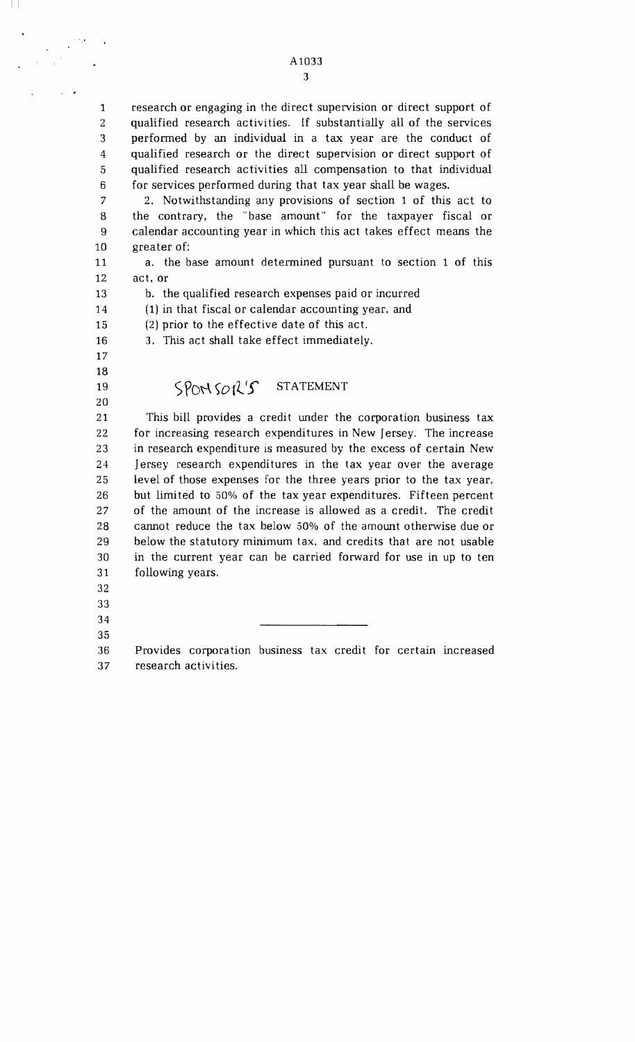research or engaging in the direct supervision or direct support of qualified research activities. If substantially all of the services performed by an individual in a tax year are the conduct of qualified research or the direct supervision or direct support of qualified research activities all compensation to that individual for services performed during that tax year shall be wages.

2. Notwithstanding any provisions of section 1 of this act to the contrary, the "base amount" for the taxpayer fiscal or calendar accounting year in which this act takes effect means the greater of:

a. the base amount determined pursuant to section 1 of this act, or

b. the qualified research expenses paid or incurred

(1) in that fiscal or calendar accounting year, and

(2) prior to the effective date of this act.

3. This act shall take effect immediately.

## SPONSOR'S STATEMENT

This bill provides a credit under the corporation business tax for increasing research expenditures in New Jersey. The increase in research expenditure is measured by the excess of certain New Jersey research expenditures in the tax year over the average level of those expenses for the three years prior to the tax year, but limited to 50% of the tax year expenditures. Fifteen percent of the amount of the increase is allowed as a credit. The credit cannot reduce the tax below 50% of the amount otherwise due or below the statutory minimum tax, and credits that are not usable in the current year can be carried forward for use in up to ten following years.

---

Provides corporation business tax credit for certain increased research activities.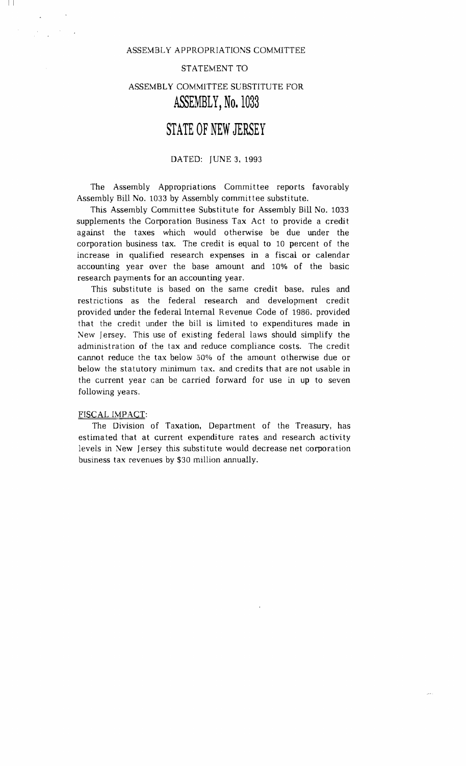ASSEMBLY APPROPRIATIONS COMMITTEE

STATEMENT TO

ASSEMBLY COMMITTEE SUBSTITUTE FOR

# ASSEMBLY, No. 1033

# STATE OF NEW JERSEY

DATED: JUNE 3, 1993

The Assembly Appropriations Committee reports favorably Assembly Bill No. 1033 by Assembly committee substitute.

This Assembly Committee Substitute for Assembly Bill No. 1033 supplements the Corporation Business Tax Act to provide a credit against the taxes which would otherwise be due under the corporation business tax. The credit is equal to 10 percent of the increase in qualified research expenses in a fiscal or calendar accounting year over the base amount and 10% of the basic research payments for an accounting year.

This substitute is based on the same credit base, rules and restrictions as the federal research and development credit provided under the federal Internal Revenue Code of 1986, provided that the credit under the bill is limited to expenditures made in New Jersey. This use of existing federal laws should simplify the administration of the tax and reduce compliance costs. The credit cannot reduce the tax below 50% of the amount otherwise due or below the statutory minimum tax, and credits that are not usable in the current year can be carried forward for use in up to seven following years.

FISCAL IMPACT:

The Division of Taxation, Department of the Treasury, has estimated that at current expenditure rates and research activity levels in New Jersey this substitute would decrease net corporation business tax revenues by $30 million annually.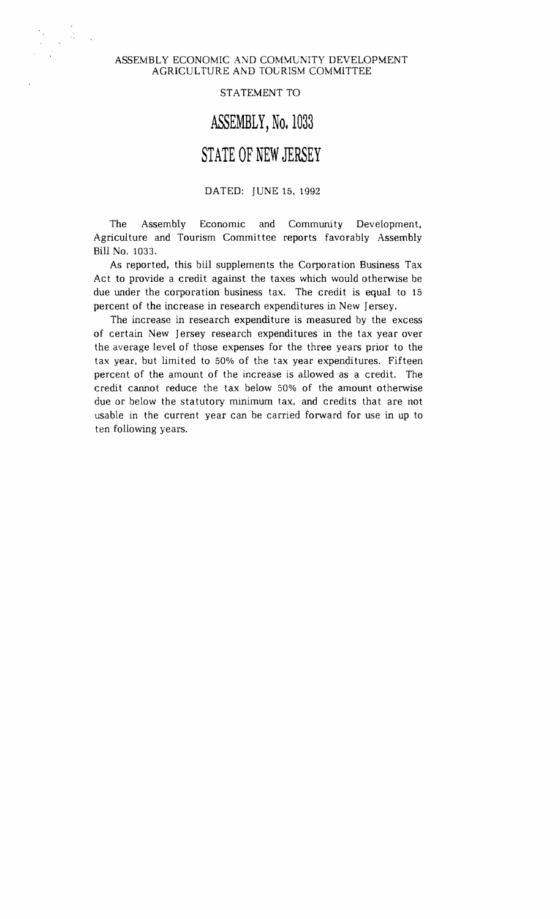ASSEMBLY ECONOMIC AND COMMUNITY DEVELOPMENT AGRICULTURE AND TOURISM COMMITTEE

STATEMENT TO

# ASSEMBLY, No. 1033

# STATE OF NEW JERSEY

DATED: JUNE 15, 1992

The Assembly Economic and Community Development, Agriculture and Tourism Committee reports favorably Assembly Bill No. 1033.

As reported, this bill supplements the Corporation Business Tax Act to provide a credit against the taxes which would otherwise be due under the corporation business tax. The credit is equal to 15 percent of the increase in research expenditures in New Jersey.

The increase in research expenditure is measured by the excess of certain New Jersey research expenditures in the tax year over the average level of those expenses for the three years prior to the tax year, but limited to 50% of the tax year expenditures. Fifteen percent of the amount of the increase is allowed as a credit. The credit cannot reduce the tax below 50% of the amount otherwise due or below the statutory minimum tax, and credits that are not usable in the current year can be carried forward for use in up to ten following years.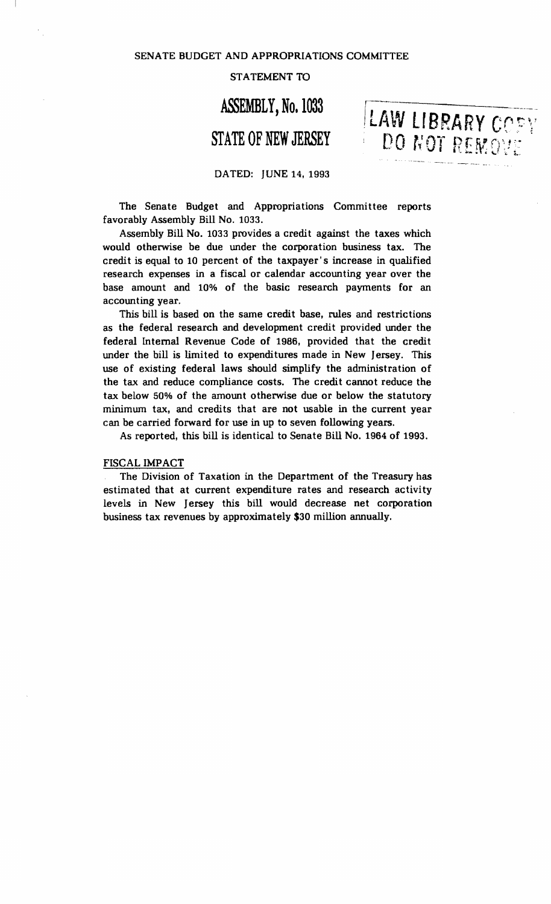SENATE BUDGET AND APPROPRIATIONS COMMITTEE

STATEMENT TO

# ASSEMBLY, No. 1033

# STATE OF NEW JERSEY

LAW LIBRARY COPY
DO NOT REMOVE

DATED: JUNE 14, 1993

The Senate Budget and Appropriations Committee reports favorably Assembly Bill No. 1033.

Assembly Bill No. 1033 provides a credit against the taxes which would otherwise be due under the corporation business tax. The credit is equal to 10 percent of the taxpayer's increase in qualified research expenses in a fiscal or calendar accounting year over the base amount and 10% of the basic research payments for an accounting year.

This bill is based on the same credit base, rules and restrictions as the federal research and development credit provided under the federal Internal Revenue Code of 1986, provided that the credit under the bill is limited to expenditures made in New Jersey. This use of existing federal laws should simplify the administration of the tax and reduce compliance costs. The credit cannot reduce the tax below 50% of the amount otherwise due or below the statutory minimum tax, and credits that are not usable in the current year can be carried forward for use in up to seven following years.

As reported, this bill is identical to Senate Bill No. 1964 of 1993.

## FISCAL IMPACT

The Division of Taxation in the Department of the Treasury has estimated that at current expenditure rates and research activity levels in New Jersey this bill would decrease net corporation business tax revenues by approximately $30 million annually.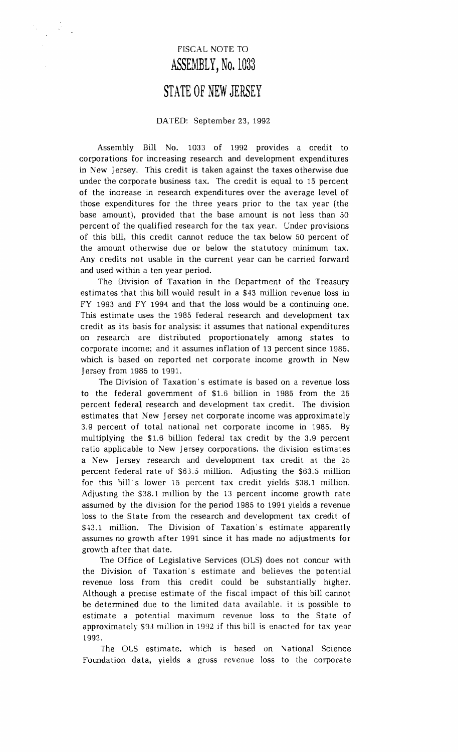# FISCAL NOTE TO
# ASSEMBLY, No. 1033
# STATE OF NEW JERSEY

DATED: September 23, 1992

Assembly Bill No. 1033 of 1992 provides a credit to corporations for increasing research and development expenditures in New Jersey. This credit is taken against the taxes otherwise due under the corporate business tax. The credit is equal to 15 percent of the increase in research expenditures over the average level of those expenditures for the three years prior to the tax year (the base amount), provided that the base amount is not less than 50 percent of the qualified research for the tax year. Under provisions of this bill, this credit cannot reduce the tax below 50 percent of the amount otherwise due or below the statutory minimum tax. Any credits not usable in the current year can be carried forward and used within a ten year period.

The Division of Taxation in the Department of the Treasury estimates that this bill would result in a $43 million revenue loss in FY 1993 and FY 1994 and that the loss would be a continuing one. This estimate uses the 1985 federal research and development tax credit as its basis for analysis; it assumes that national expenditures on research are distributed proportionately among states to corporate income; and it assumes inflation of 13 percent since 1985, which is based on reported net corporate income growth in New Jersey from 1985 to 1991.

The Division of Taxation's estimate is based on a revenue loss to the federal government of $1.6 billion in 1985 from the 25 percent federal research and development tax credit. The division estimates that New Jersey net corporate income was approximately 3.9 percent of total national net corporate income in 1985. By multiplying the $1.6 billion federal tax credit by the 3.9 percent ratio applicable to New Jersey corporations, the division estimates a New Jersey research and development tax credit at the 25 percent federal rate of $63.5 million. Adjusting the $63.5 million for this bill's lower 15 percent tax credit yields $38.1 million. Adjusting the $38.1 million by the 13 percent income growth rate assumed by the division for the period 1985 to 1991 yields a revenue loss to the State from the research and development tax credit of $43.1 million. The Division of Taxation's estimate apparently assumes no growth after 1991 since it has made no adjustments for growth after that date.

The Office of Legislative Services (OLS) does not concur with the Division of Taxation's estimate and believes the potential revenue loss from this credit could be substantially higher. Although a precise estimate of the fiscal impact of this bill cannot be determined due to the limited data available, it is possible to estimate a potential maximum revenue loss to the State of approximately $93 million in 1992 if this bill is enacted for tax year 1992.

The OLS estimate, which is based on National Science Foundation data, yields a gross revenue loss to the corporate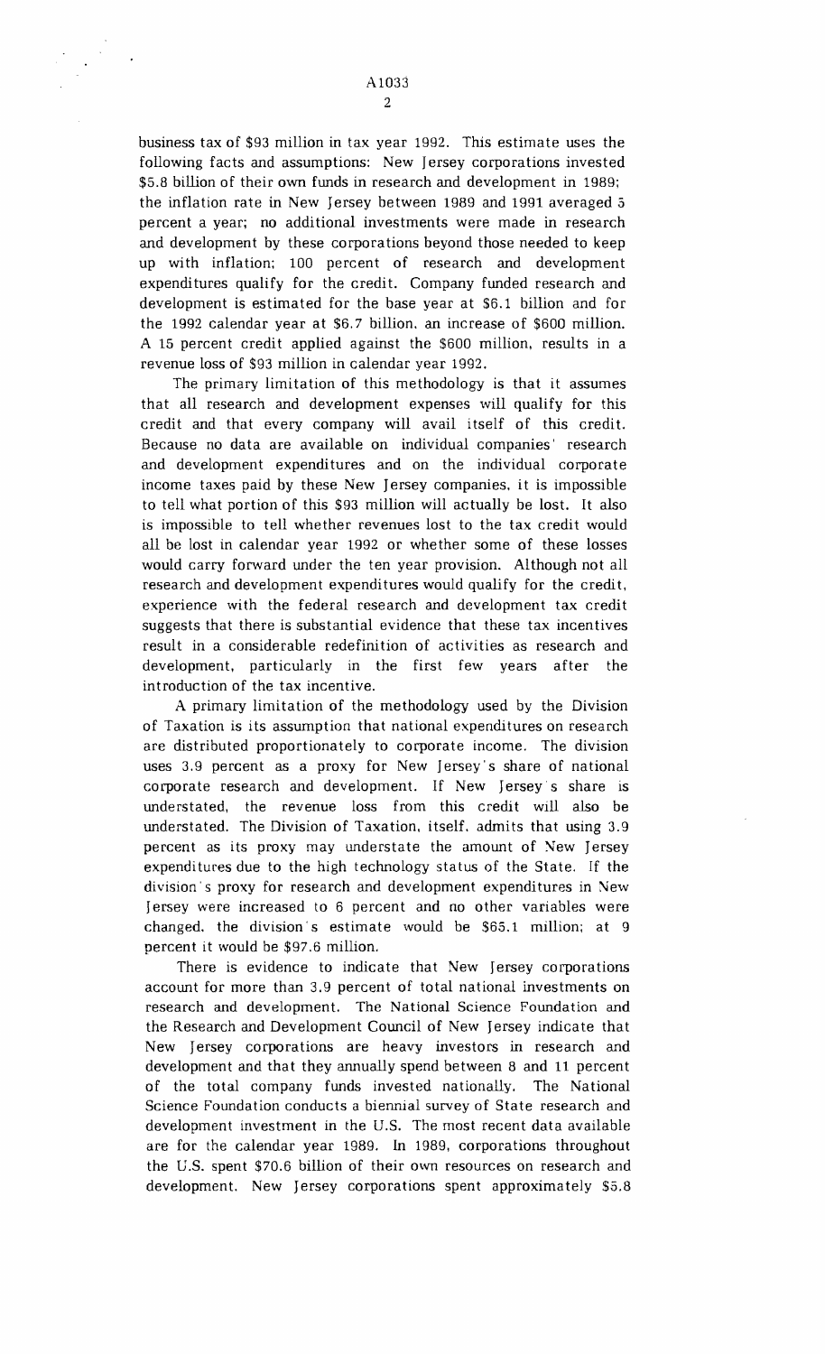business tax of $93 million in tax year 1992. This estimate uses the following facts and assumptions: New Jersey corporations invested $5.8 billion of their own funds in research and development in 1989; the inflation rate in New Jersey between 1989 and 1991 averaged 5 percent a year; no additional investments were made in research and development by these corporations beyond those needed to keep up with inflation; 100 percent of research and development expenditures qualify for the credit. Company funded research and development is estimated for the base year at $6.1 billion and for the 1992 calendar year at $6.7 billion, an increase of $600 million. A 15 percent credit applied against the $600 million, results in a revenue loss of $93 million in calendar year 1992.

The primary limitation of this methodology is that it assumes that all research and development expenses will qualify for this credit and that every company will avail itself of this credit. Because no data are available on individual companies' research and development expenditures and on the individual corporate income taxes paid by these New Jersey companies, it is impossible to tell what portion of this $93 million will actually be lost. It also is impossible to tell whether revenues lost to the tax credit would all be lost in calendar year 1992 or whether some of these losses would carry forward under the ten year provision. Although not all research and development expenditures would qualify for the credit, experience with the federal research and development tax credit suggests that there is substantial evidence that these tax incentives result in a considerable redefinition of activities as research and development, particularly in the first few years after the introduction of the tax incentive.

A primary limitation of the methodology used by the Division of Taxation is its assumption that national expenditures on research are distributed proportionately to corporate income. The division uses 3.9 percent as a proxy for New Jersey's share of national corporate research and development. If New Jersey's share is understated, the revenue loss from this credit will also be understated. The Division of Taxation, itself, admits that using 3.9 percent as its proxy may understate the amount of New Jersey expenditures due to the high technology status of the State. If the division's proxy for research and development expenditures in New Jersey were increased to 6 percent and no other variables were changed, the division's estimate would be $65.1 million; at 9 percent it would be $97.6 million.

There is evidence to indicate that New Jersey corporations account for more than 3.9 percent of total national investments on research and development. The National Science Foundation and the Research and Development Council of New Jersey indicate that New Jersey corporations are heavy investors in research and development and that they annually spend between 8 and 11 percent of the total company funds invested nationally. The National Science Foundation conducts a biennial survey of State research and development investment in the U.S. The most recent data available are for the calendar year 1989. In 1989, corporations throughout the U.S. spent $70.6 billion of their own resources on research and development. New Jersey corporations spent approximately $5.8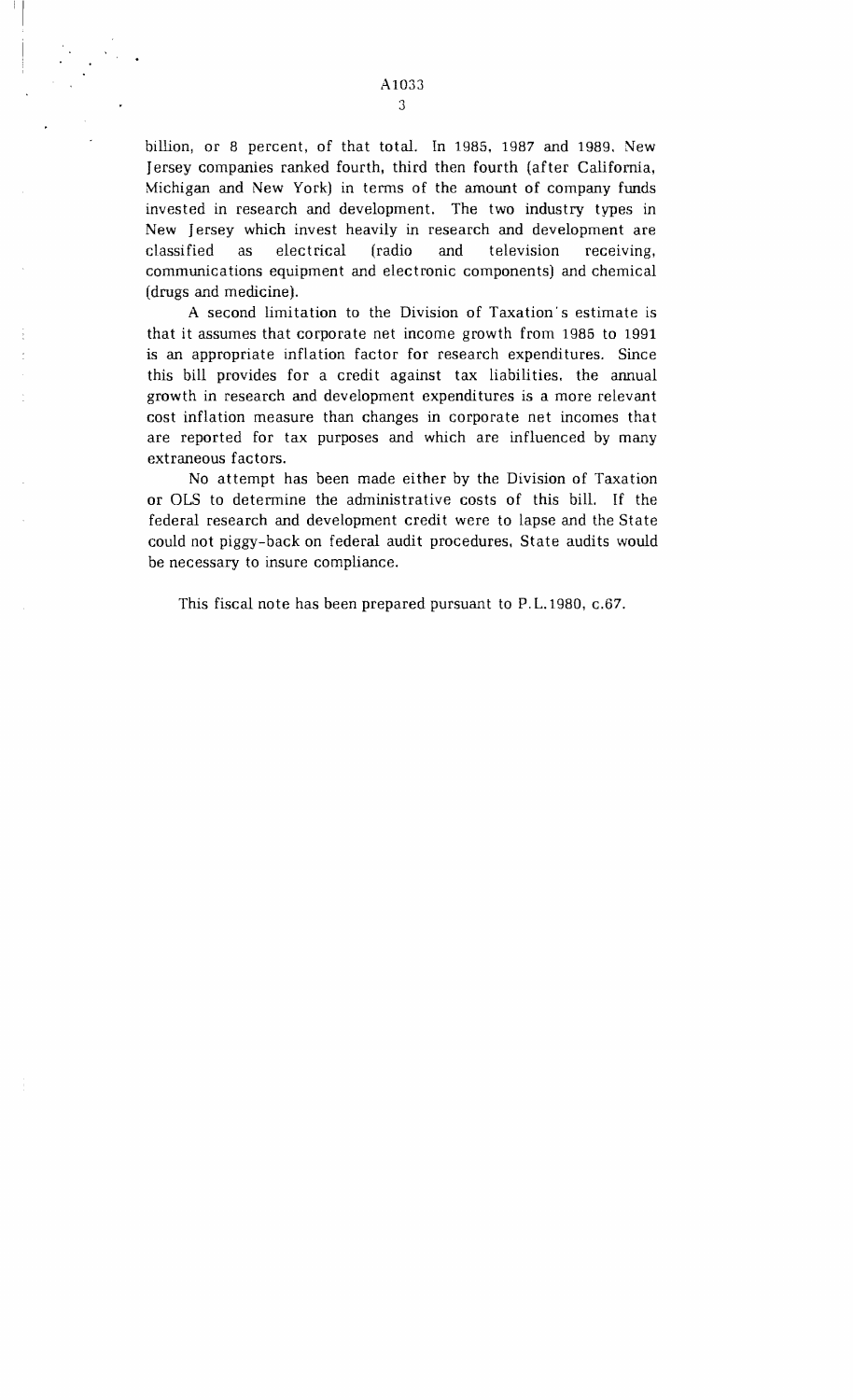billion, or 8 percent, of that total. In 1985, 1987 and 1989, New Jersey companies ranked fourth, third then fourth (after California, Michigan and New York) in terms of the amount of company funds invested in research and development. The two industry types in New Jersey which invest heavily in research and development are classified as electrical (radio and television receiving, communications equipment and electronic components) and chemical (drugs and medicine).

A second limitation to the Division of Taxation's estimate is that it assumes that corporate net income growth from 1985 to 1991 is an appropriate inflation factor for research expenditures. Since this bill provides for a credit against tax liabilities, the annual growth in research and development expenditures is a more relevant cost inflation measure than changes in corporate net incomes that are reported for tax purposes and which are influenced by many extraneous factors.

No attempt has been made either by the Division of Taxation or OLS to determine the administrative costs of this bill. If the federal research and development credit were to lapse and the State could not piggy-back on federal audit procedures, State audits would be necessary to insure compliance.

This fiscal note has been prepared pursuant to P.L.1980, c.67.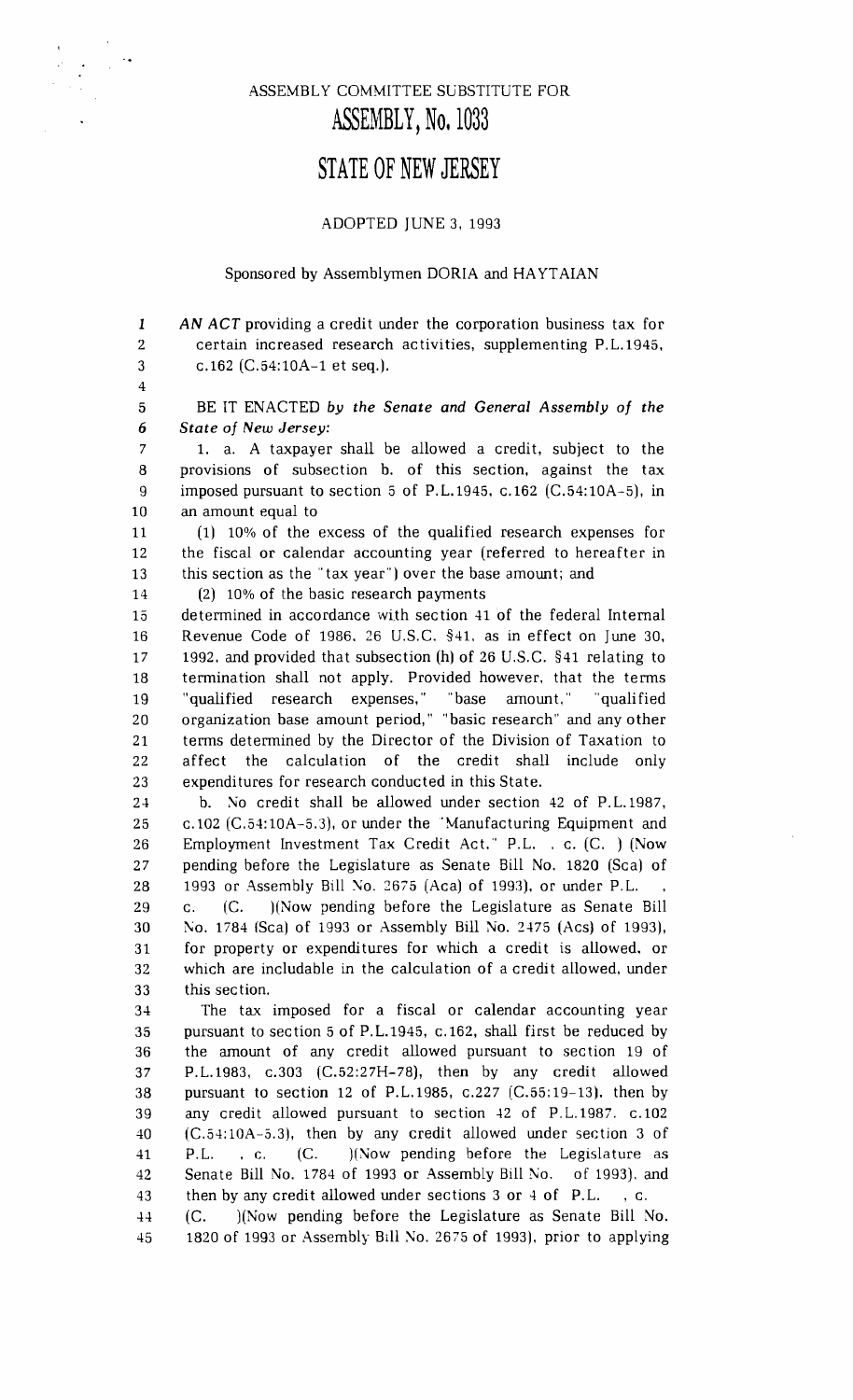ASSEMBLY COMMITTEE SUBSTITUTE FOR

# ASSEMBLY, No. 1033

# STATE OF NEW JERSEY

ADOPTED JUNE 3, 1993

Sponsored by Assemblymen DORIA and HAYTAIAN

*AN ACT* providing a credit under the corporation business tax for certain increased research activities, supplementing P.L.1945, c.162 (C.54:10A-1 et seq.).

BE IT ENACTED *by the Senate and General Assembly of the State of New Jersey:*

1. a. A taxpayer shall be allowed a credit, subject to the provisions of subsection b. of this section, against the tax imposed pursuant to section 5 of P.L.1945, c.162 (C.54:10A-5), in an amount equal to

(1) 10% of the excess of the qualified research expenses for the fiscal or calendar accounting year (referred to hereafter in this section as the "tax year") over the base amount; and

(2) 10% of the basic research payments

determined in accordance with section 41 of the federal Internal Revenue Code of 1986, 26 U.S.C. §41, as in effect on June 30, 1992, and provided that subsection (h) of 26 U.S.C. §41 relating to termination shall not apply. Provided however, that the terms "qualified research expenses," "base amount," "qualified organization base amount period," "basic research" and any other terms determined by the Director of the Division of Taxation to affect the calculation of the credit shall include only expenditures for research conducted in this State.

b. No credit shall be allowed under section 42 of P.L.1987, c.102 (C.54:10A-5.3), or under the "Manufacturing Equipment and Employment Investment Tax Credit Act," P.L. , c. (C. ) (Now pending before the Legislature as Senate Bill No. 1820 (Sca) of 1993 or Assembly Bill No. 2675 (Aca) of 1993), or under P.L. , c. (C. )(Now pending before the Legislature as Senate Bill No. 1784 (Sca) of 1993 or Assembly Bill No. 2475 (Acs) of 1993), for property or expenditures for which a credit is allowed, or which are includable in the calculation of a credit allowed, under this section.

The tax imposed for a fiscal or calendar accounting year pursuant to section 5 of P.L.1945, c.162, shall first be reduced by the amount of any credit allowed pursuant to section 19 of P.L.1983, c.303 (C.52:27H-78), then by any credit allowed pursuant to section 12 of P.L.1985, c.227 (C.55:19-13), then by any credit allowed pursuant to section 42 of P.L.1987, c.102 (C.54:10A-5.3), then by any credit allowed under section 3 of P.L. , c. (C. )(Now pending before the Legislature as Senate Bill No. 1784 of 1993 or Assembly Bill No. of 1993), and then by any credit allowed under sections 3 or 4 of P.L. , c. (C. )(Now pending before the Legislature as Senate Bill No. 1820 of 1993 or Assembly Bill No. 2675 of 1993), prior to applying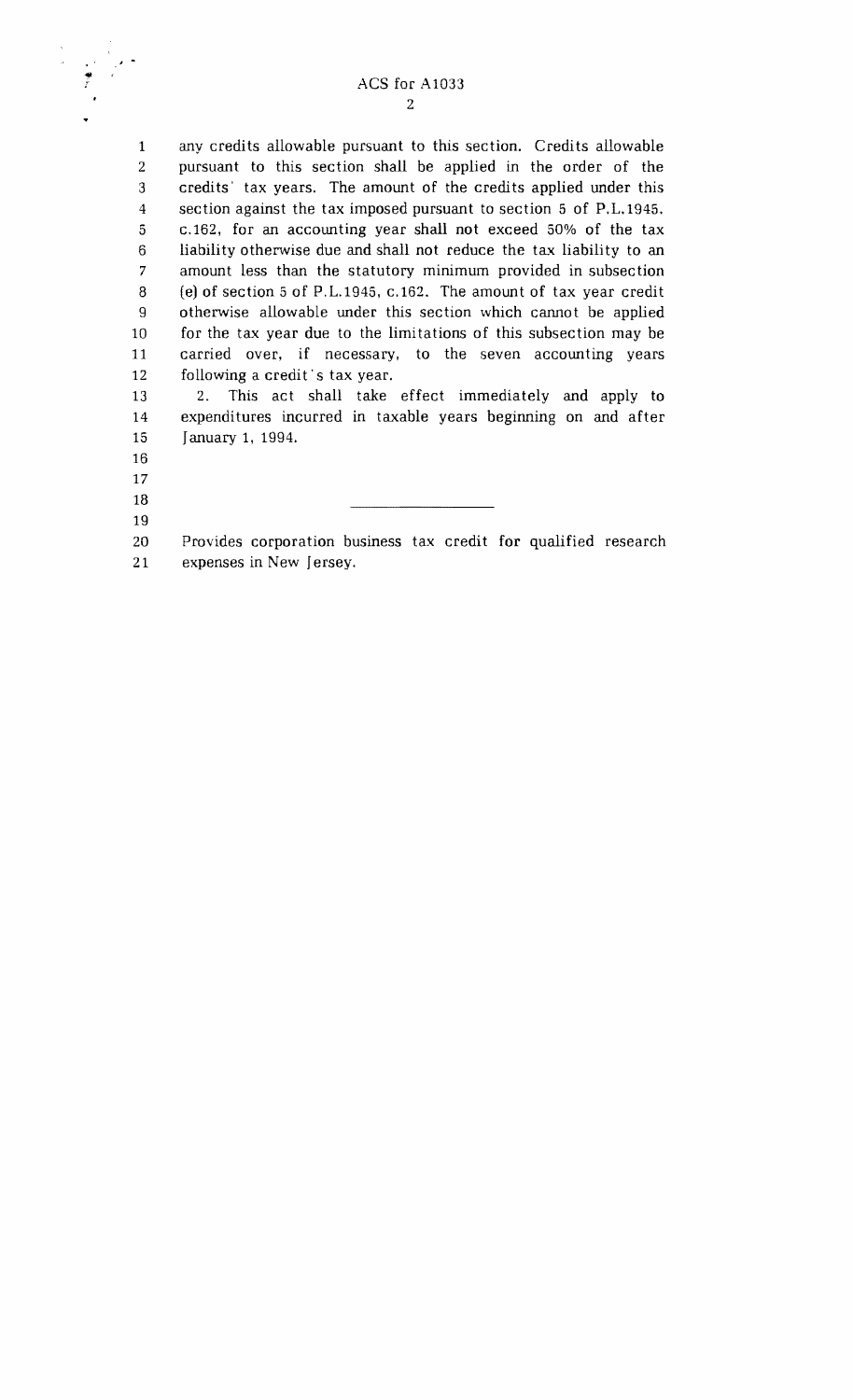any credits allowable pursuant to this section. Credits allowable pursuant to this section shall be applied in the order of the credits' tax years. The amount of the credits applied under this section against the tax imposed pursuant to section 5 of P.L.1945, c.162, for an accounting year shall not exceed 50% of the tax liability otherwise due and shall not reduce the tax liability to an amount less than the statutory minimum provided in subsection (e) of section 5 of P.L.1945, c.162. The amount of tax year credit otherwise allowable under this section which cannot be applied for the tax year due to the limitations of this subsection may be carried over, if necessary, to the seven accounting years following a credit's tax year.

2. This act shall take effect immediately and apply to expenditures incurred in taxable years beginning on and after January 1, 1994.

---

Provides corporation business tax credit for qualified research expenses in New Jersey.